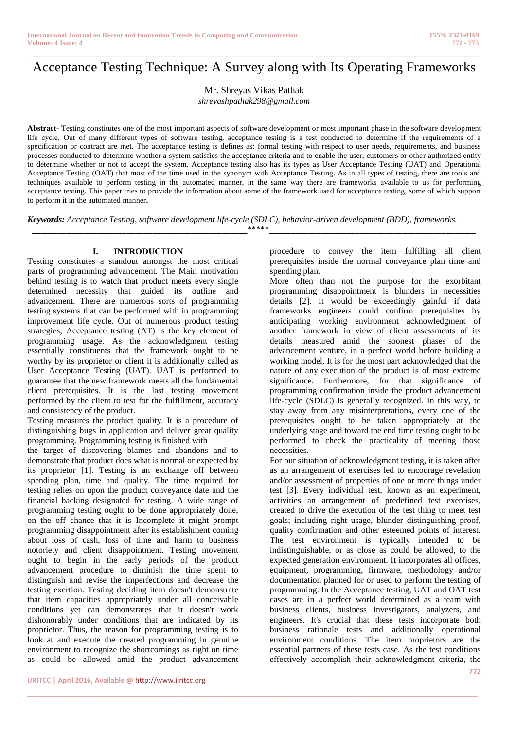# Acceptance Testing Technique: A Survey along with Its Operating Frameworks

Mr. Shreyas Vikas Pathak
*shreyashpathak298@gmail.com*

**Abstract-** Testing constitutes one of the most important aspects of software development or most important phase in the software development life cycle. Out of many different types of software testing, acceptance testing is a test conducted to determine if the requirements of a specification or contract are met. The acceptance testing is defines as: formal testing with respect to user needs, requirements, and business processes conducted to determine whether a system satisfies the acceptance criteria and to enable the user, customers or other authorized entity to determine whether or not to accept the system. Acceptance testing also has its types as User Acceptance Testing (UAT) and Operational Acceptance Testing (OAT) that most of the time used in the synonym with Acceptance Testing. As in all types of testing, there are tools and techniques available to perform testing in the automated manner, in the same way there are frameworks available to us for performing acceptance testing. This paper tries to provide the information about some of the framework used for acceptance testing, some of which support to perform it in the automated manner**.**

***Keywords:*** *Acceptance Testing, software development life-cycle (SDLC), behavior-driven development (BDD), frameworks.*

\*\*\*\*\*

## I. INTRODUCTION

Testing constitutes a standout amongst the most critical parts of programming advancement. The Main motivation behind testing is to watch that product meets every single determined necessity that guided its outline and advancement. There are numerous sorts of programming testing systems that can be performed with in programming improvement life cycle. Out of numerous product testing strategies, Acceptance testing (AT) is the key element of programming usage. As the acknowledgment testing essentially constituents that the framework ought to be worthy by its proprietor or client it is additionally called as User Acceptance Testing (UAT). UAT is performed to guarantee that the new framework meets all the fundamental client prerequisites. It is the last testing movement performed by the client to test for the fulfillment, accuracy and consistency of the product.

Testing measures the product quality. It is a procedure of distinguishing bugs in application and deliver great quality programming. Programming testing is finished with the target of discovering blames and abandons and to demonstrate that product does what is normal or expected by its proprietor [1]. Testing is an exchange off between spending plan, time and quality. The time required for testing relies on upon the product conveyance date and the financial backing designated for testing. A wide range of programming testing ought to be done appropriately done, on the off chance that it is Incomplete it might prompt programming disappointment after its establishment coming about loss of cash, loss of time and harm to business notoriety and client disappointment. Testing movement ought to begin in the early periods of the product advancement procedure to diminish the time spent to distinguish and revise the imperfections and decrease the testing exertion. Testing deciding item doesn't demonstrate that item capacities appropriately under all conceivable conditions yet can demonstrates that it doesn't work dishonorably under conditions that are indicated by its proprietor. Thus, the reason for programming testing is to look at and execute the created programming in genuine environment to recognize the shortcomings as right on time as could be allowed amid the product advancement procedure to convey the item fulfilling all client prerequisites inside the normal conveyance plan time and spending plan.

More often than not the purpose for the exorbitant programming disappointment is blunders in necessities details [2]. It would be exceedingly gainful if data frameworks engineers could confirm prerequisites by anticipating working environment acknowledgment of another framework in view of client assessments of its details measured amid the soonest phases of the advancement venture, in a perfect world before building a working model. It is for the most part acknowledged that the nature of any execution of the product is of most extreme significance. Furthermore, for that significance of programming confirmation inside the product advancement life-cycle (SDLC) is generally recognized. In this way, to stay away from any misinterpretations, every one of the prerequisites ought to be taken appropriately at the underlying stage and toward the end time testing ought to be performed to check the practicality of meeting those necessities.

For our situation of acknowledgment testing, it is taken after as an arrangement of exercises led to encourage revelation and/or assessment of properties of one or more things under test [3]. Every individual test, known as an experiment, activities an arrangement of predefined test exercises, created to drive the execution of the test thing to meet test goals; including right usage, blunder distinguishing proof, quality confirmation and other esteemed points of interest. The test environment is typically intended to be indistinguishable, or as close as could be allowed, to the expected generation environment. It incorporates all offices, equipment, programming, firmware, methodology and/or documentation planned for or used to perform the testing of programming. In the Acceptance testing, UAT and OAT test cases are in a perfect world determined as a team with business clients, business investigators, analyzers, and engineers. It's crucial that these tests incorporate both business rationale tests and additionally operational environment conditions. The item proprietors are the essential partners of these tests case. As the test conditions effectively accomplish their acknowledgment criteria, the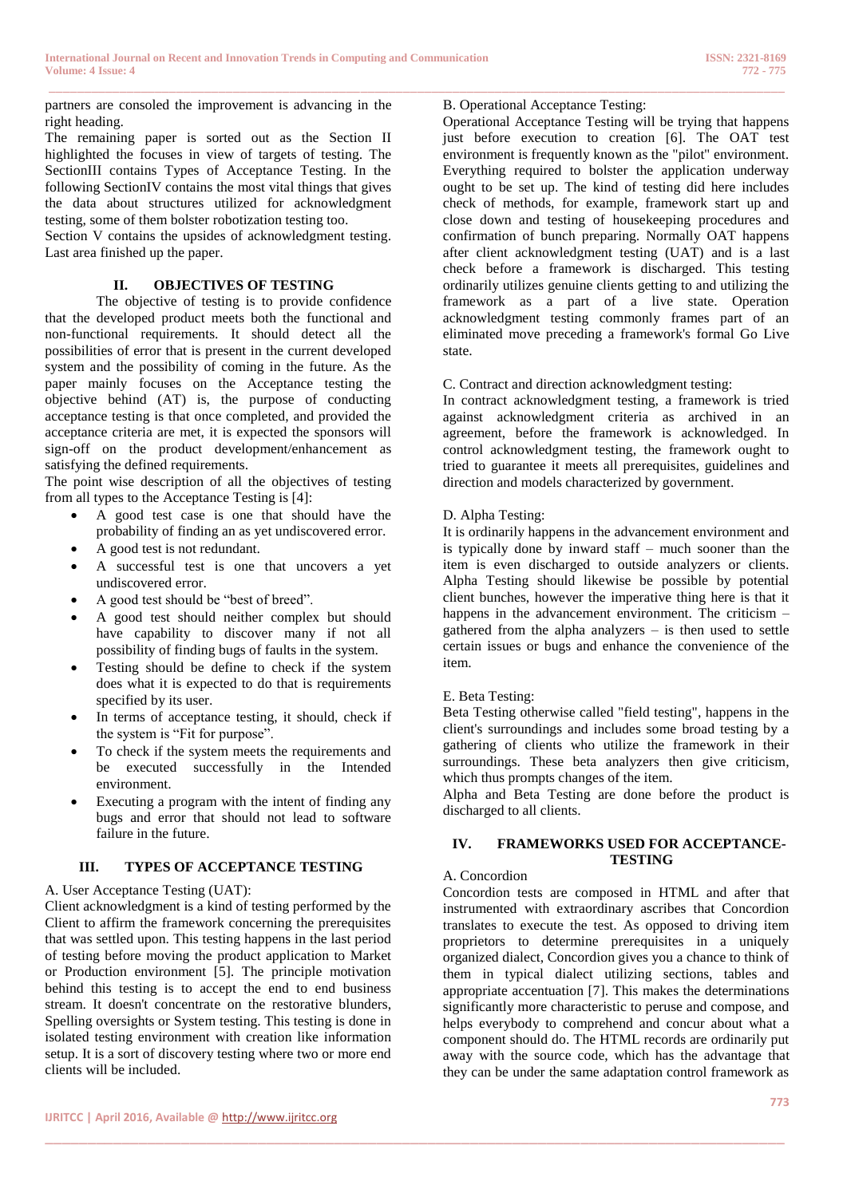partners are consoled the improvement is advancing in the right heading.

The remaining paper is sorted out as the Section II highlighted the focuses in view of targets of testing. The SectionIII contains Types of Acceptance Testing. In the following SectionIV contains the most vital things that gives the data about structures utilized for acknowledgment testing, some of them bolster robotization testing too.

Section V contains the upsides of acknowledgment testing. Last area finished up the paper.

## II. OBJECTIVES OF TESTING

The objective of testing is to provide confidence that the developed product meets both the functional and non-functional requirements. It should detect all the possibilities of error that is present in the current developed system and the possibility of coming in the future. As the paper mainly focuses on the Acceptance testing the objective behind (AT) is, the purpose of conducting acceptance testing is that once completed, and provided the acceptance criteria are met, it is expected the sponsors will sign-off on the product development/enhancement as satisfying the defined requirements.

The point wise description of all the objectives of testing from all types to the Acceptance Testing is [4]:

- A good test case is one that should have the probability of finding an as yet undiscovered error.
- A good test is not redundant.
- A successful test is one that uncovers a yet undiscovered error.
- A good test should be "best of breed".
- A good test should neither complex but should have capability to discover many if not all possibility of finding bugs of faults in the system.
- Testing should be define to check if the system does what it is expected to do that is requirements specified by its user.
- In terms of acceptance testing, it should, check if the system is "Fit for purpose".
- To check if the system meets the requirements and be executed successfully in the Intended environment.
- Executing a program with the intent of finding any bugs and error that should not lead to software failure in the future.

## III. TYPES OF ACCEPTANCE TESTING

A. User Acceptance Testing (UAT):

Client acknowledgment is a kind of testing performed by the Client to affirm the framework concerning the prerequisites that was settled upon. This testing happens in the last period of testing before moving the product application to Market or Production environment [5]. The principle motivation behind this testing is to accept the end to end business stream. It doesn't concentrate on the restorative blunders, Spelling oversights or System testing. This testing is done in isolated testing environment with creation like information setup. It is a sort of discovery testing where two or more end clients will be included.

B. Operational Acceptance Testing:

Operational Acceptance Testing will be trying that happens just before execution to creation [6]. The OAT test environment is frequently known as the "pilot" environment. Everything required to bolster the application underway ought to be set up. The kind of testing did here includes check of methods, for example, framework start up and close down and testing of housekeeping procedures and confirmation of bunch preparing. Normally OAT happens after client acknowledgment testing (UAT) and is a last check before a framework is discharged. This testing ordinarily utilizes genuine clients getting to and utilizing the framework as a part of a live state. Operation acknowledgment testing commonly frames part of an eliminated move preceding a framework's formal Go Live state.

C. Contract and direction acknowledgment testing:

In contract acknowledgment testing, a framework is tried against acknowledgment criteria as archived in an agreement, before the framework is acknowledged. In control acknowledgment testing, the framework ought to tried to guarantee it meets all prerequisites, guidelines and direction and models characterized by government.

D. Alpha Testing:

It is ordinarily happens in the advancement environment and is typically done by inward staff – much sooner than the item is even discharged to outside analyzers or clients. Alpha Testing should likewise be possible by potential client bunches, however the imperative thing here is that it happens in the advancement environment. The criticism – gathered from the alpha analyzers – is then used to settle certain issues or bugs and enhance the convenience of the item.

E. Beta Testing:

Beta Testing otherwise called "field testing", happens in the client's surroundings and includes some broad testing by a gathering of clients who utilize the framework in their surroundings. These beta analyzers then give criticism, which thus prompts changes of the item.

Alpha and Beta Testing are done before the product is discharged to all clients.

## IV. FRAMEWORKS USED FOR ACCEPTANCE-TESTING

A. Concordion

Concordion tests are composed in HTML and after that instrumented with extraordinary ascribes that Concordion translates to execute the test. As opposed to driving item proprietors to determine prerequisites in a uniquely organized dialect, Concordion gives you a chance to think of them in typical dialect utilizing sections, tables and appropriate accentuation [7]. This makes the determinations significantly more characteristic to peruse and compose, and helps everybody to comprehend and concur about what a component should do. The HTML records are ordinarily put away with the source code, which has the advantage that they can be under the same adaptation control framework as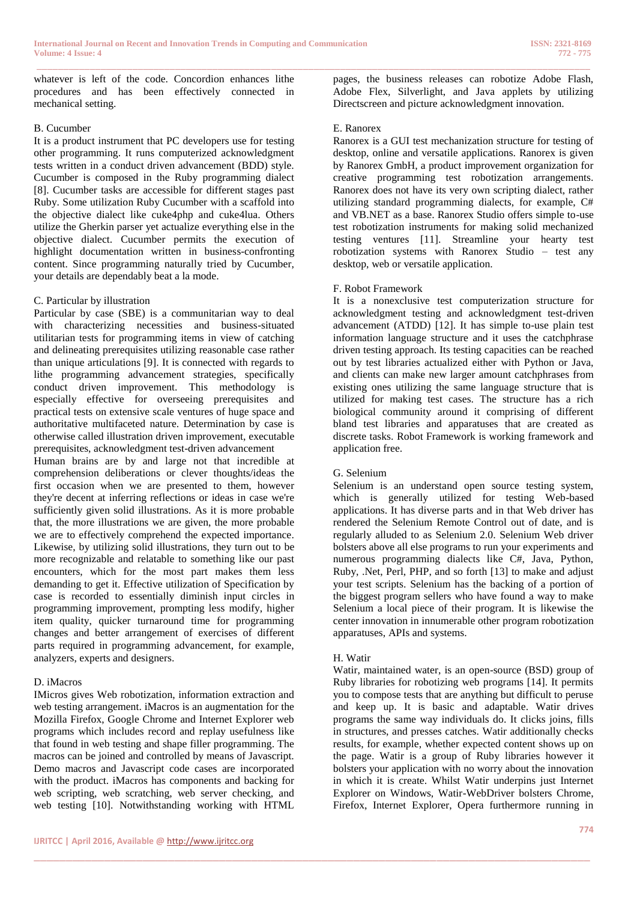whatever is left of the code. Concordion enhances lithe procedures and has been effectively connected in mechanical setting.

### B. Cucumber

It is a product instrument that PC developers use for testing other programming. It runs computerized acknowledgment tests written in a conduct driven advancement (BDD) style. Cucumber is composed in the Ruby programming dialect [8]. Cucumber tasks are accessible for different stages past Ruby. Some utilization Ruby Cucumber with a scaffold into the objective dialect like cuke4php and cuke4lua. Others utilize the Gherkin parser yet actualize everything else in the objective dialect. Cucumber permits the execution of highlight documentation written in business-confronting content. Since programming naturally tried by Cucumber, your details are dependably beat a la mode.

### C. Particular by illustration

Particular by case (SBE) is a communitarian way to deal with characterizing necessities and business-situated utilitarian tests for programming items in view of catching and delineating prerequisites utilizing reasonable case rather than unique articulations [9]. It is connected with regards to lithe programming advancement strategies, specifically conduct driven improvement. This methodology is especially effective for overseeing prerequisites and practical tests on extensive scale ventures of huge space and authoritative multifaceted nature. Determination by case is otherwise called illustration driven improvement, executable prerequisites, acknowledgment test-driven advancement

Human brains are by and large not that incredible at comprehension deliberations or clever thoughts/ideas the first occasion when we are presented to them, however they're decent at inferring reflections or ideas in case we're sufficiently given solid illustrations. As it is more probable that, the more illustrations we are given, the more probable we are to effectively comprehend the expected importance. Likewise, by utilizing solid illustrations, they turn out to be more recognizable and relatable to something like our past encounters, which for the most part makes them less demanding to get it. Effective utilization of Specification by case is recorded to essentially diminish input circles in programming improvement, prompting less modify, higher item quality, quicker turnaround time for programming changes and better arrangement of exercises of different parts required in programming advancement, for example, analyzers, experts and designers.

### D. iMacros

IMicros gives Web robotization, information extraction and web testing arrangement. iMacros is an augmentation for the Mozilla Firefox, Google Chrome and Internet Explorer web programs which includes record and replay usefulness like that found in web testing and shape filler programming. The macros can be joined and controlled by means of Javascript. Demo macros and Javascript code cases are incorporated with the product. iMacros has components and backing for web scripting, web scratching, web server checking, and web testing [10]. Notwithstanding working with HTML pages, the business releases can robotize Adobe Flash, Adobe Flex, Silverlight, and Java applets by utilizing Directscreen and picture acknowledgment innovation.

### E. Ranorex

Ranorex is a GUI test mechanization structure for testing of desktop, online and versatile applications. Ranorex is given by Ranorex GmbH, a product improvement organization for creative programming test robotization arrangements. Ranorex does not have its very own scripting dialect, rather utilizing standard programming dialects, for example, C# and VB.NET as a base. Ranorex Studio offers simple to-use test robotization instruments for making solid mechanized testing ventures [11]. Streamline your hearty test robotization systems with Ranorex Studio – test any desktop, web or versatile application.

### F. Robot Framework

It is a nonexclusive test computerization structure for acknowledgment testing and acknowledgment test-driven advancement (ATDD) [12]. It has simple to-use plain test information language structure and it uses the catchphrase driven testing approach. Its testing capacities can be reached out by test libraries actualized either with Python or Java, and clients can make new larger amount catchphrases from existing ones utilizing the same language structure that is utilized for making test cases. The structure has a rich biological community around it comprising of different bland test libraries and apparatuses that are created as discrete tasks. Robot Framework is working framework and application free.

### G. Selenium

Selenium is an understand open source testing system, which is generally utilized for testing Web-based applications. It has diverse parts and in that Web driver has rendered the Selenium Remote Control out of date, and is regularly alluded to as Selenium 2.0. Selenium Web driver bolsters above all else programs to run your experiments and numerous programming dialects like C#, Java, Python, Ruby, .Net, Perl, PHP, and so forth [13] to make and adjust your test scripts. Selenium has the backing of a portion of the biggest program sellers who have found a way to make Selenium a local piece of their program. It is likewise the center innovation in innumerable other program robotization apparatuses, APIs and systems.

### H. Watir

Watir, maintained water, is an open-source (BSD) group of Ruby libraries for robotizing web programs [14]. It permits you to compose tests that are anything but difficult to peruse and keep up. It is basic and adaptable. Watir drives programs the same way individuals do. It clicks joins, fills in structures, and presses catches. Watir additionally checks results, for example, whether expected content shows up on the page. Watir is a group of Ruby libraries however it bolsters your application with no worry about the innovation in which it is create. Whilst Watir underpins just Internet Explorer on Windows, Watir-WebDriver bolsters Chrome, Firefox, Internet Explorer, Opera furthermore running in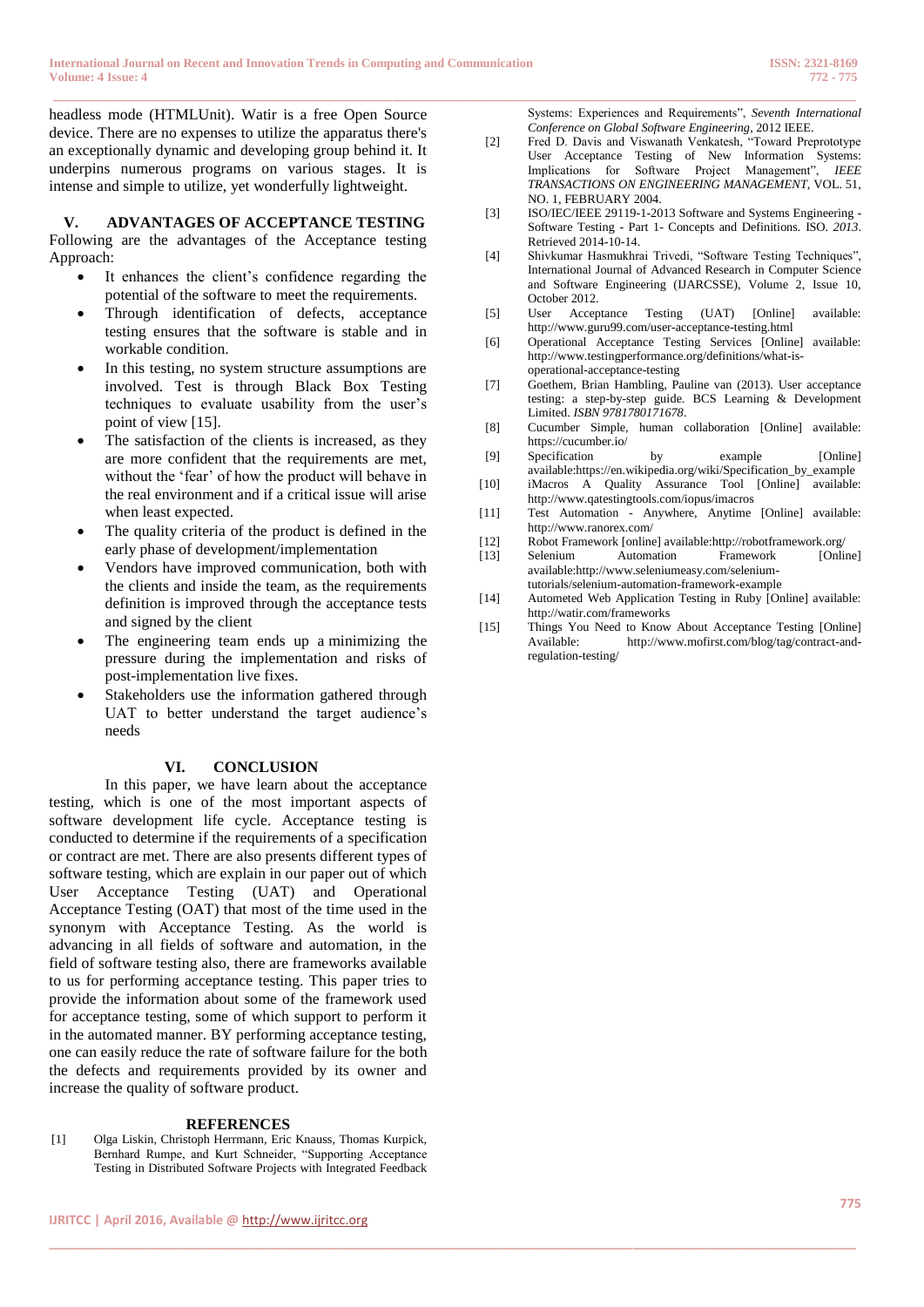headless mode (HTMLUnit). Watir is a free Open Source device. There are no expenses to utilize the apparatus there's an exceptionally dynamic and developing group behind it. It underpins numerous programs on various stages. It is intense and simple to utilize, yet wonderfully lightweight.

## V. ADVANTAGES OF ACCEPTANCE TESTING

Following are the advantages of the Acceptance testing Approach:

- It enhances the client's confidence regarding the potential of the software to meet the requirements.
- Through identification of defects, acceptance testing ensures that the software is stable and in workable condition.
- In this testing, no system structure assumptions are involved. Test is through Black Box Testing techniques to evaluate usability from the user's point of view [15].
- The satisfaction of the clients is increased, as they are more confident that the requirements are met, without the 'fear' of how the product will behave in the real environment and if a critical issue will arise when least expected.
- The quality criteria of the product is defined in the early phase of development/implementation
- Vendors have improved communication, both with the clients and inside the team, as the requirements definition is improved through the acceptance tests and signed by the client
- The engineering team ends up a minimizing the pressure during the implementation and risks of post-implementation live fixes.
- Stakeholders use the information gathered through UAT to better understand the target audience's needs

## VI. CONCLUSION

In this paper, we have learn about the acceptance testing, which is one of the most important aspects of software development life cycle. Acceptance testing is conducted to determine if the requirements of a specification or contract are met. There are also presents different types of software testing, which are explain in our paper out of which User Acceptance Testing (UAT) and Operational Acceptance Testing (OAT) that most of the time used in the synonym with Acceptance Testing. As the world is advancing in all fields of software and automation, in the field of software testing also, there are frameworks available to us for performing acceptance testing. This paper tries to provide the information about some of the framework used for acceptance testing, some of which support to perform it in the automated manner. BY performing acceptance testing, one can easily reduce the rate of software failure for the both the defects and requirements provided by its owner and increase the quality of software product.

## REFERENCES

[1] Olga Liskin, Christoph Herrmann, Eric Knauss, Thomas Kurpick, Bernhard Rumpe, and Kurt Schneider, "Supporting Acceptance Testing in Distributed Software Projects with Integrated Feedback Systems: Experiences and Requirements", *Seventh International Conference on Global Software Engineering*, 2012 IEEE.

[2] Fred D. Davis and Viswanath Venkatesh, "Toward Preprototype User Acceptance Testing of New Information Systems: Implications for Software Project Management", *IEEE TRANSACTIONS ON ENGINEERING MANAGEMENT*, VOL. 51, NO. 1, FEBRUARY 2004.

[3] ISO/IEC/IEEE 29119-1-2013 Software and Systems Engineering - Software Testing - Part 1- Concepts and Definitions. ISO. *2013*. Retrieved 2014-10-14.

[4] Shivkumar Hasmukhrai Trivedi, "Software Testing Techniques", International Journal of Advanced Research in Computer Science and Software Engineering (IJARCSSE), Volume 2, Issue 10, October 2012.

[5] User Acceptance Testing (UAT) [Online] available: http://www.guru99.com/user-acceptance-testing.html

[6] Operational Acceptance Testing Services [Online] available: http://www.testingperformance.org/definitions/what-is-operational-acceptance-testing

[7] Goethem, Brian Hambling, Pauline van (2013). User acceptance testing: a step-by-step guide. BCS Learning & Development Limited. *ISBN 9781780171678*.

[8] Cucumber Simple, human collaboration [Online] available: https://cucumber.io/

[9] Specification by example [Online] available:https://en.wikipedia.org/wiki/Specification_by_example

[10] iMacros A Quality Assurance Tool [Online] available: http://www.qatestingtools.com/iopus/imacros

[11] Test Automation - Anywhere, Anytime [Online] available: http://www.ranorex.com/

[12] Robot Framework [online] available:http://robotframework.org/

[13] Selenium Automation Framework [Online] available:http://www.seleniumeasy.com/selenium-tutorials/selenium-automation-framework-example

[14] Autometed Web Application Testing in Ruby [Online] available: http://watir.com/frameworks

[15] Things You Need to Know About Acceptance Testing [Online] Available: http://www.mofirst.com/blog/tag/contract-and-regulation-testing/